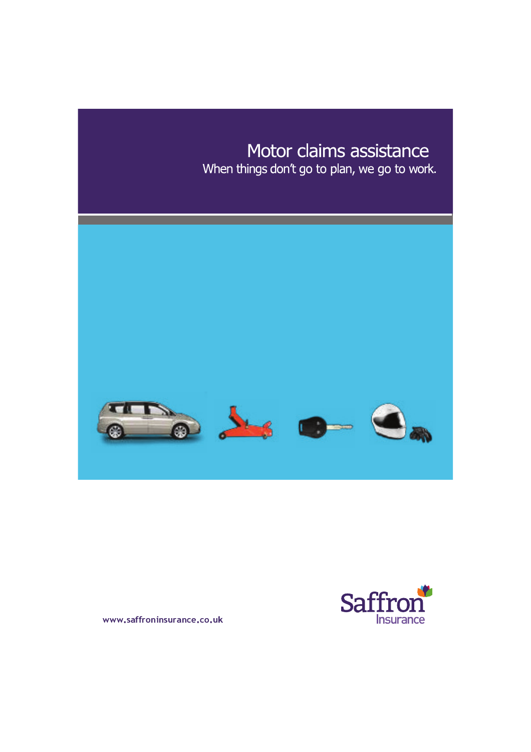# Motor claims assistance

When things don't go to plan, we go to work.

www.saffroninsurance.co.uk

Saffron Insurance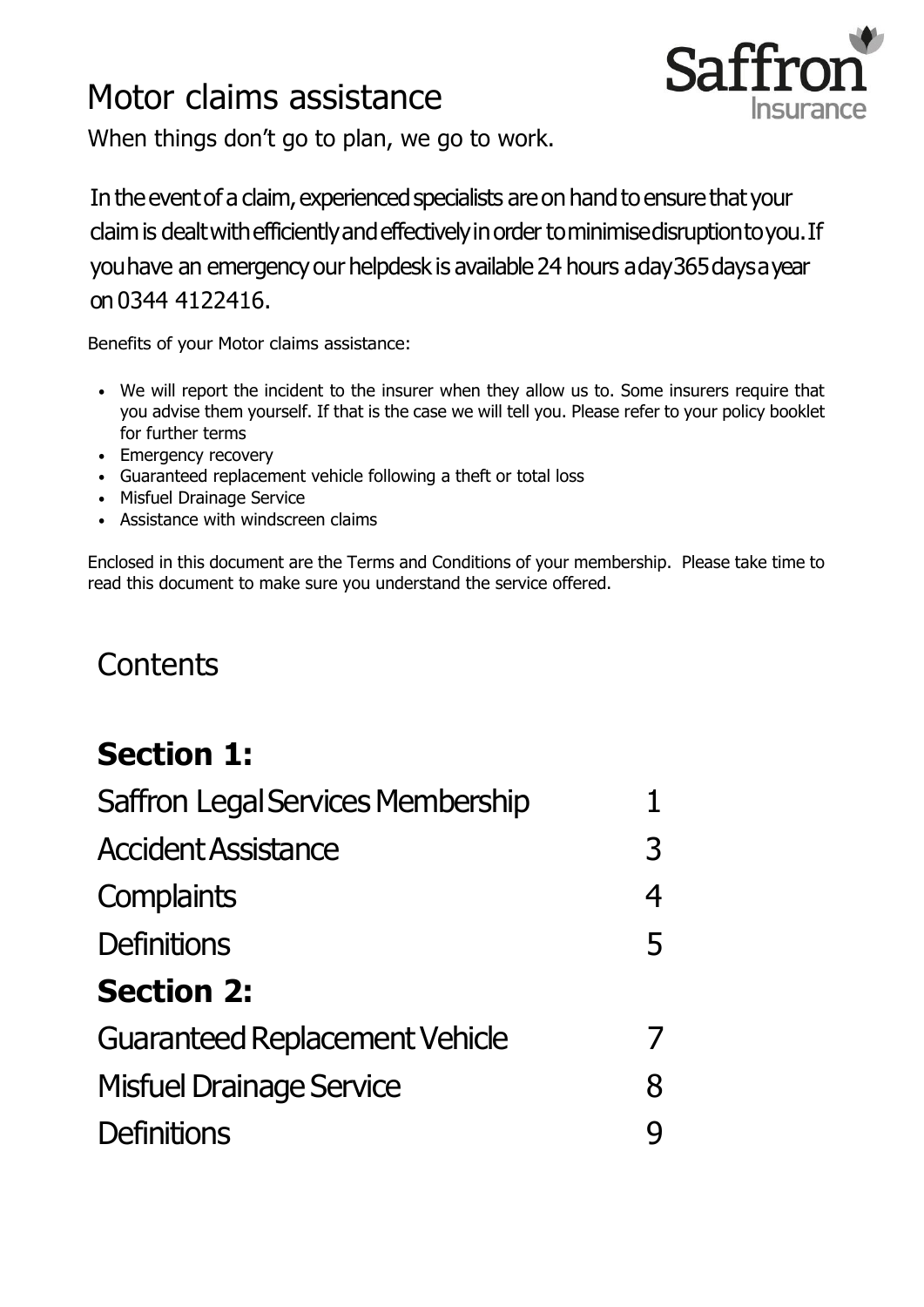# Motor claims assistance

Saffron Insurance

When things don't go to plan, we go to work.

In the event of a claim, experienced specialists are on hand to ensure that your claim is dealt with efficiently and effectively in order to minimise disruption to you. If you have an emergency our helpdesk is available 24 hours a day 365 days a year on 0344 4122416.

Benefits of your Motor claims assistance:

- We will report the incident to the insurer when they allow us to. Some insurers require that you advise them yourself. If that is the case we will tell you. Please refer to your policy booklet for further terms
- Emergency recovery
- Guaranteed replacement vehicle following a theft or total loss
- Misfuel Drainage Service
- Assistance with windscreen claims

Enclosed in this document are the Terms and Conditions of your membership. Please take time to read this document to make sure you understand the service offered.

## Contents

| | |
|---|---|
| **Section 1:** | |
| Saffron Legal Services Membership | 1 |
| Accident Assistance | 3 |
| Complaints | 4 |
| Definitions | 5 |
| **Section 2:** | |
| Guaranteed Replacement Vehicle | 7 |
| Misfuel Drainage Service | 8 |
| Definitions | 9 |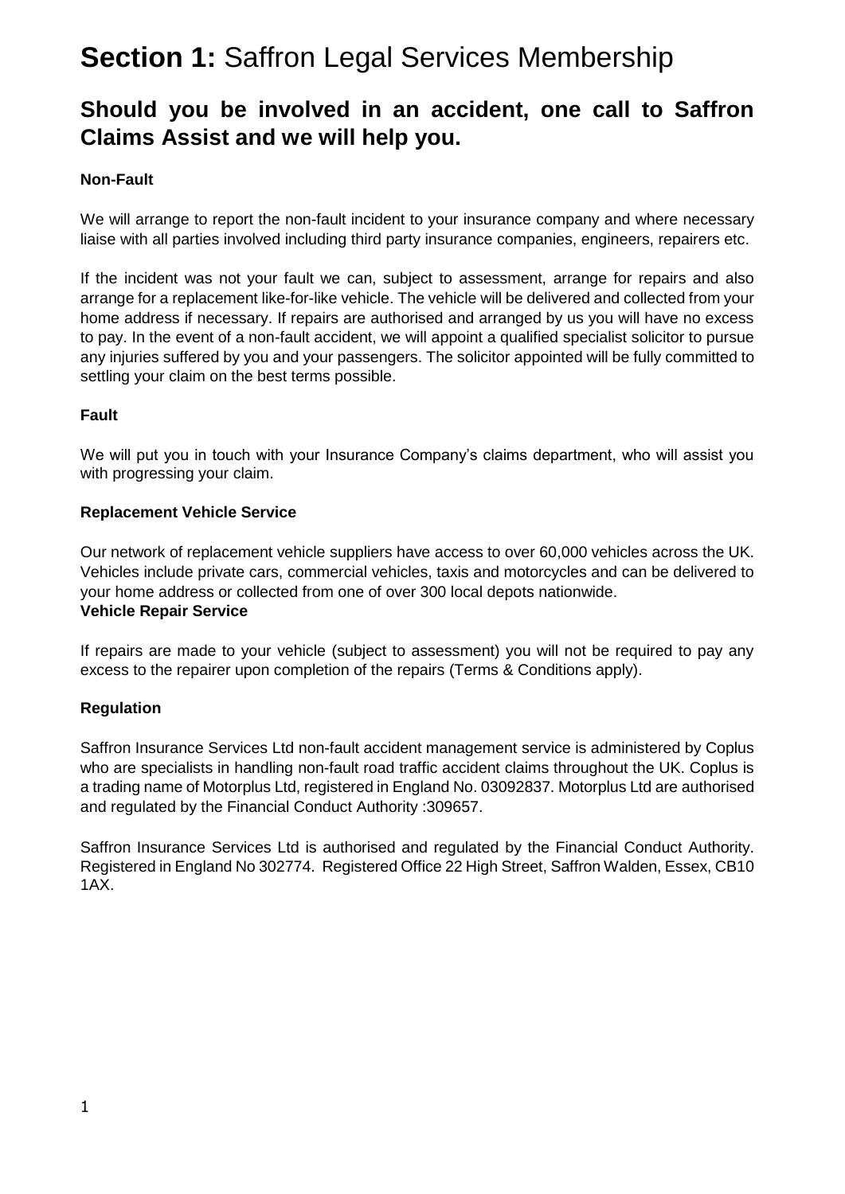# **Section 1:** Saffron Legal Services Membership

## Should you be involved in an accident, one call to Saffron Claims Assist and we will help you.

**Non-Fault**

We will arrange to report the non-fault incident to your insurance company and where necessary liaise with all parties involved including third party insurance companies, engineers, repairers etc.

If the incident was not your fault we can, subject to assessment, arrange for repairs and also arrange for a replacement like-for-like vehicle. The vehicle will be delivered and collected from your home address if necessary. If repairs are authorised and arranged by us you will have no excess to pay. In the event of a non-fault accident, we will appoint a qualified specialist solicitor to pursue any injuries suffered by you and your passengers. The solicitor appointed will be fully committed to settling your claim on the best terms possible.

**Fault**

We will put you in touch with your Insurance Company's claims department, who will assist you with progressing your claim.

**Replacement Vehicle Service**

Our network of replacement vehicle suppliers have access to over 60,000 vehicles across the UK. Vehicles include private cars, commercial vehicles, taxis and motorcycles and can be delivered to your home address or collected from one of over 300 local depots nationwide.

**Vehicle Repair Service**

If repairs are made to your vehicle (subject to assessment) you will not be required to pay any excess to the repairer upon completion of the repairs (Terms & Conditions apply).

**Regulation**

Saffron Insurance Services Ltd non-fault accident management service is administered by Coplus who are specialists in handling non-fault road traffic accident claims throughout the UK. Coplus is a trading name of Motorplus Ltd, registered in England No. 03092837. Motorplus Ltd are authorised and regulated by the Financial Conduct Authority :309657.

Saffron Insurance Services Ltd is authorised and regulated by the Financial Conduct Authority. Registered in England No 302774. Registered Office 22 High Street, Saffron Walden, Essex, CB10 1AX.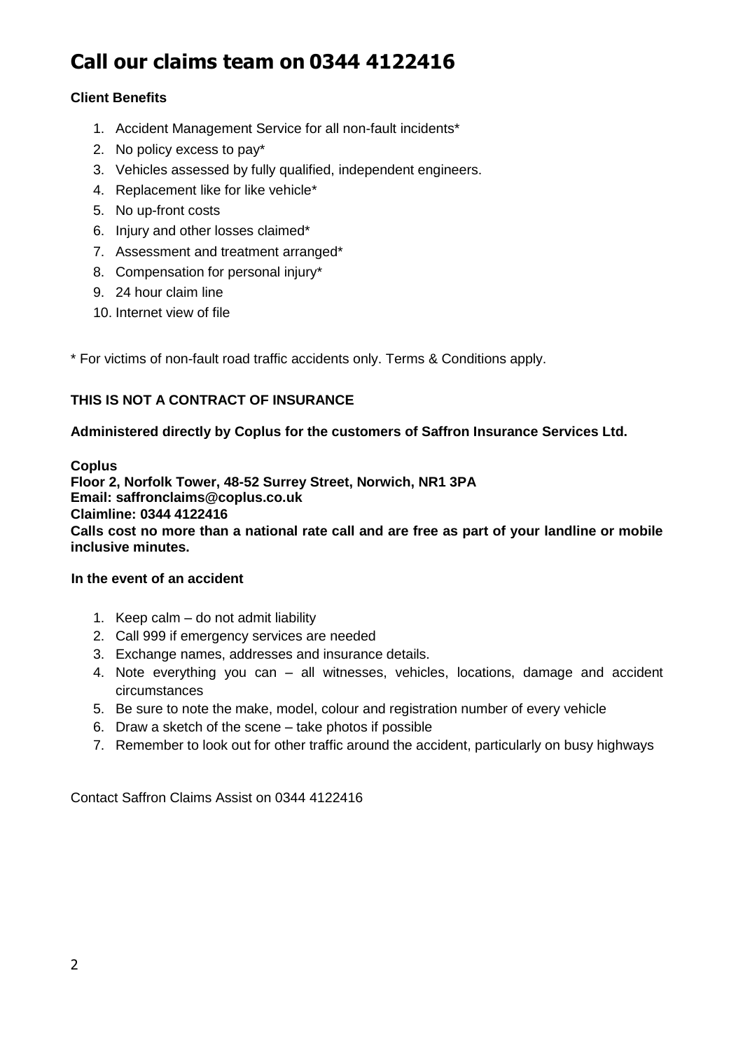# Call our claims team on 0344 4122416

**Client Benefits**

1. Accident Management Service for all non-fault incidents*
2. No policy excess to pay*
3. Vehicles assessed by fully qualified, independent engineers.
4. Replacement like for like vehicle*
5. No up-front costs
6. Injury and other losses claimed*
7. Assessment and treatment arranged*
8. Compensation for personal injury*
9. 24 hour claim line
10. Internet view of file

* For victims of non-fault road traffic accidents only. Terms & Conditions apply.

**THIS IS NOT A CONTRACT OF INSURANCE**

**Administered directly by Coplus for the customers of Saffron Insurance Services Ltd.**

**Coplus**
**Floor 2, Norfolk Tower, 48-52 Surrey Street, Norwich, NR1 3PA**
**Email: saffronclaims@coplus.co.uk**
**Claimline: 0344 4122416**
**Calls cost no more than a national rate call and are free as part of your landline or mobile inclusive minutes.**

**In the event of an accident**

1. Keep calm – do not admit liability
2. Call 999 if emergency services are needed
3. Exchange names, addresses and insurance details.
4. Note everything you can – all witnesses, vehicles, locations, damage and accident circumstances
5. Be sure to note the make, model, colour and registration number of every vehicle
6. Draw a sketch of the scene – take photos if possible
7. Remember to look out for other traffic around the accident, particularly on busy highways

Contact Saffron Claims Assist on 0344 4122416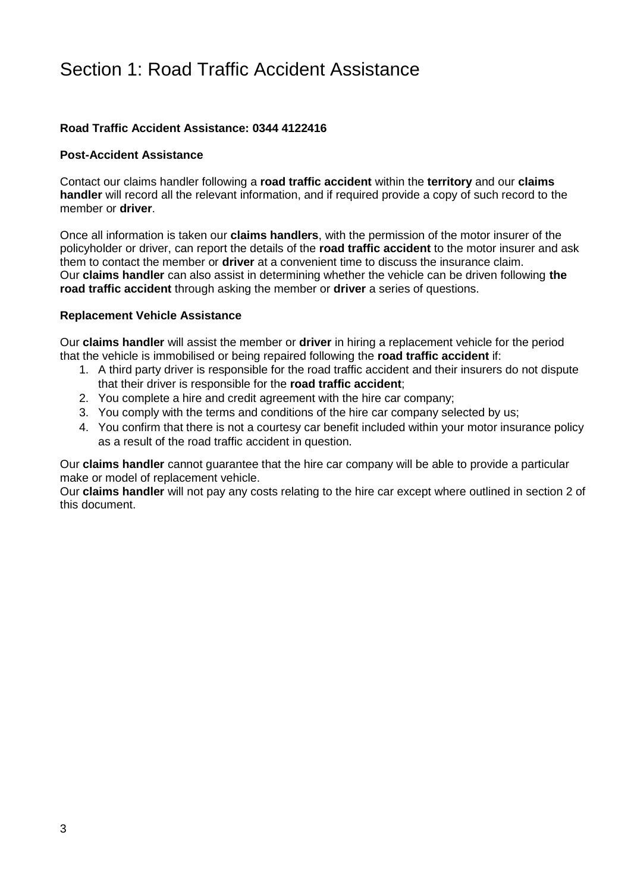# Section 1: Road Traffic Accident Assistance

**Road Traffic Accident Assistance: 0344 4122416**

**Post-Accident Assistance**

Contact our claims handler following a **road traffic accident** within the **territory** and our **claims handler** will record all the relevant information, and if required provide a copy of such record to the member or **driver**.

Once all information is taken our **claims handlers**, with the permission of the motor insurer of the policyholder or driver, can report the details of the **road traffic accident** to the motor insurer and ask them to contact the member or **driver** at a convenient time to discuss the insurance claim.
Our **claims handler** can also assist in determining whether the vehicle can be driven following **the road traffic accident** through asking the member or **driver** a series of questions.

**Replacement Vehicle Assistance**

Our **claims handler** will assist the member or **driver** in hiring a replacement vehicle for the period that the vehicle is immobilised or being repaired following the **road traffic accident** if:

1. A third party driver is responsible for the road traffic accident and their insurers do not dispute that their driver is responsible for the **road traffic accident**;
2. You complete a hire and credit agreement with the hire car company;
3. You comply with the terms and conditions of the hire car company selected by us;
4. You confirm that there is not a courtesy car benefit included within your motor insurance policy as a result of the road traffic accident in question.

Our **claims handler** cannot guarantee that the hire car company will be able to provide a particular make or model of replacement vehicle.
Our **claims handler** will not pay any costs relating to the hire car except where outlined in section 2 of this document.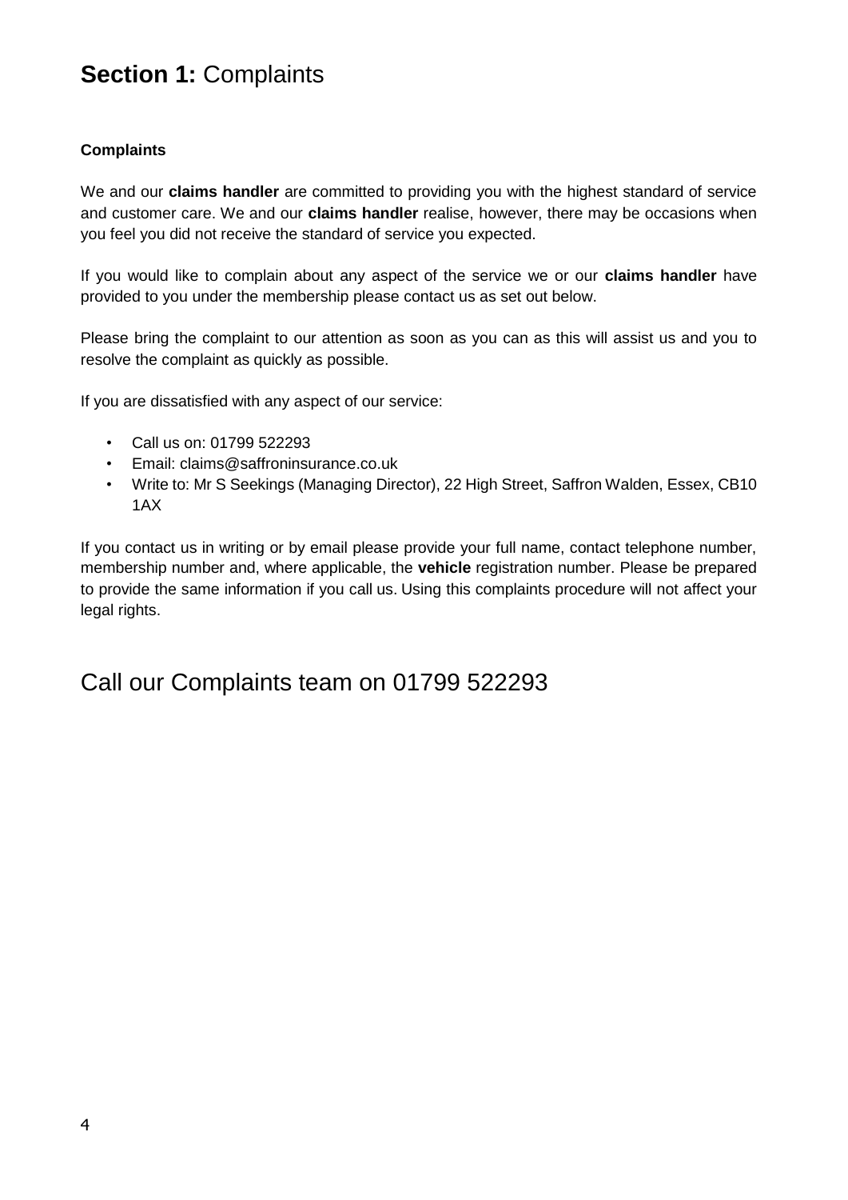# **Section 1:** Complaints

**Complaints**

We and our **claims handler** are committed to providing you with the highest standard of service and customer care. We and our **claims handler** realise, however, there may be occasions when you feel you did not receive the standard of service you expected.

If you would like to complain about any aspect of the service we or our **claims handler** have provided to you under the membership please contact us as set out below.

Please bring the complaint to our attention as soon as you can as this will assist us and you to resolve the complaint as quickly as possible.

If you are dissatisfied with any aspect of our service:

- Call us on: 01799 522293
- Email: claims@saffroninsurance.co.uk
- Write to: Mr S Seekings (Managing Director), 22 High Street, Saffron Walden, Essex, CB10 1AX

If you contact us in writing or by email please provide your full name, contact telephone number, membership number and, where applicable, the **vehicle** registration number. Please be prepared to provide the same information if you call us. Using this complaints procedure will not affect your legal rights.

## Call our Complaints team on 01799 522293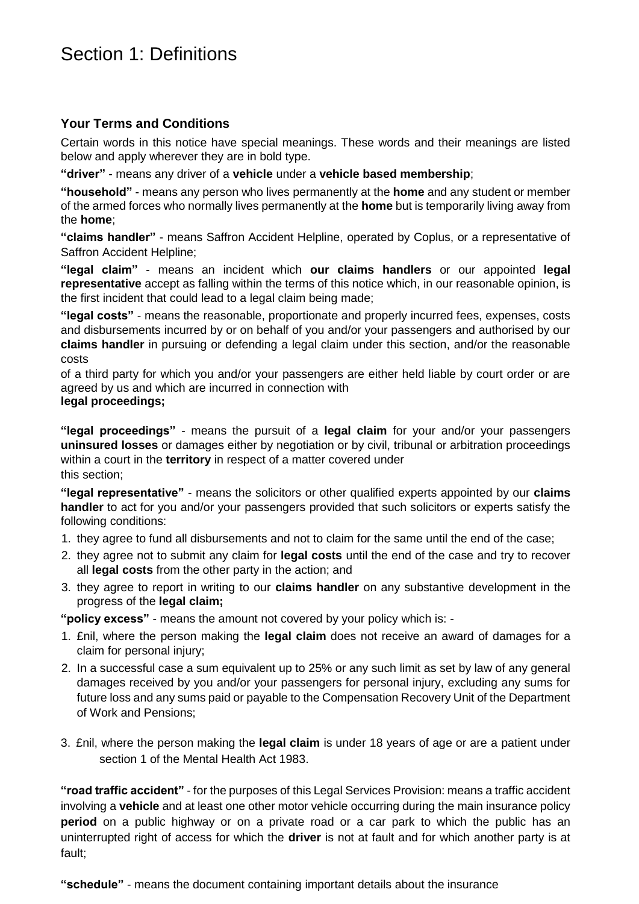# Section 1: Definitions

### Your Terms and Conditions

Certain words in this notice have special meanings. These words and their meanings are listed below and apply wherever they are in bold type.

**"driver"** - means any driver of a **vehicle** under a **vehicle based membership**;

**"household"** - means any person who lives permanently at the **home** and any student or member of the armed forces who normally lives permanently at the **home** but is temporarily living away from the **home**;

**"claims handler"** - means Saffron Accident Helpline, operated by Coplus, or a representative of Saffron Accident Helpline;

**"legal claim"** - means an incident which **our claims handlers** or our appointed **legal representative** accept as falling within the terms of this notice which, in our reasonable opinion, is the first incident that could lead to a legal claim being made;

**"legal costs"** - means the reasonable, proportionate and properly incurred fees, expenses, costs and disbursements incurred by or on behalf of you and/or your passengers and authorised by our **claims handler** in pursuing or defending a legal claim under this section, and/or the reasonable costs of a third party for which you and/or your passengers are either held liable by court order or are agreed by us and which are incurred in connection with **legal proceedings;**

**"legal proceedings"** - means the pursuit of a **legal claim** for your and/or your passengers **uninsured losses** or damages either by negotiation or by civil, tribunal or arbitration proceedings within a court in the **territory** in respect of a matter covered under this section;

**"legal representative"** - means the solicitors or other qualified experts appointed by our **claims handler** to act for you and/or your passengers provided that such solicitors or experts satisfy the following conditions:

1. they agree to fund all disbursements and not to claim for the same until the end of the case;
2. they agree not to submit any claim for **legal costs** until the end of the case and try to recover all **legal costs** from the other party in the action; and
3. they agree to report in writing to our **claims handler** on any substantive development in the progress of the **legal claim;**

**"policy excess"** - means the amount not covered by your policy which is: -

1. £nil, where the person making the **legal claim** does not receive an award of damages for a claim for personal injury;
2. In a successful case a sum equivalent up to 25% or any such limit as set by law of any general damages received by you and/or your passengers for personal injury, excluding any sums for future loss and any sums paid or payable to the Compensation Recovery Unit of the Department of Work and Pensions;
3. £nil, where the person making the **legal claim** is under 18 years of age or are a patient under section 1 of the Mental Health Act 1983.

**"road traffic accident"** - for the purposes of this Legal Services Provision: means a traffic accident involving a **vehicle** and at least one other motor vehicle occurring during the main insurance policy **period** on a public highway or on a private road or a car park to which the public has an uninterrupted right of access for which the **driver** is not at fault and for which another party is at fault;

**"schedule"** - means the document containing important details about the insurance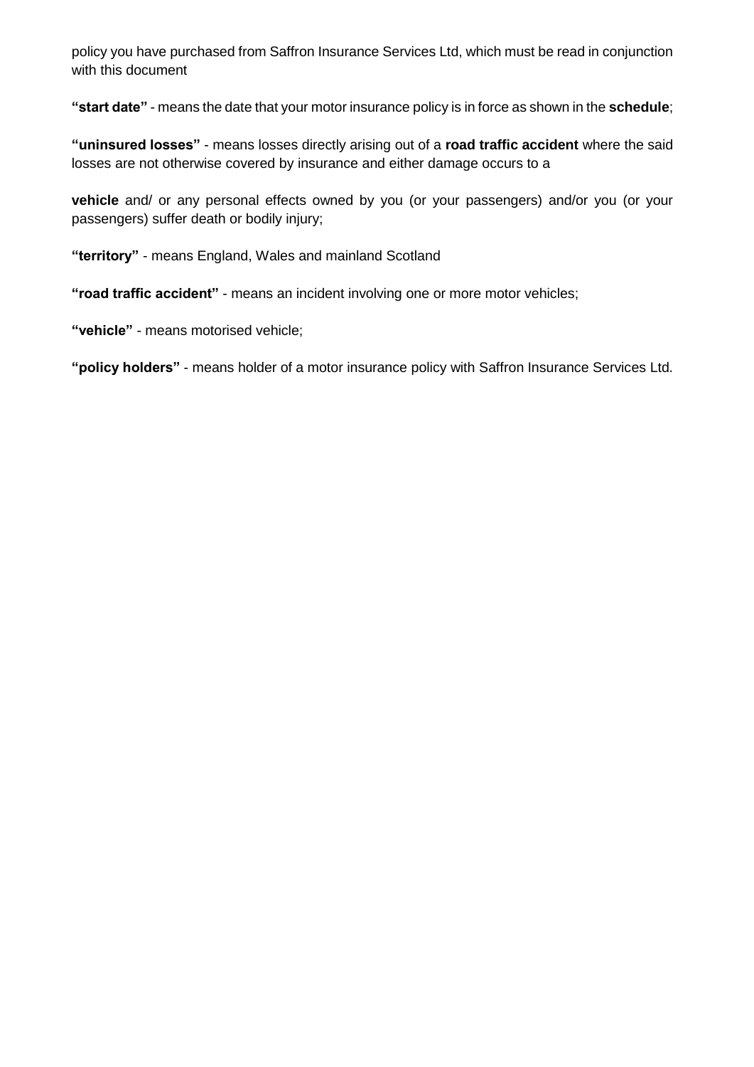policy you have purchased from Saffron Insurance Services Ltd, which must be read in conjunction with this document

**"start date"** - means the date that your motor insurance policy is in force as shown in the **schedule**;

**"uninsured losses"** - means losses directly arising out of a **road traffic accident** where the said losses are not otherwise covered by insurance and either damage occurs to a

**vehicle** and/ or any personal effects owned by you (or your passengers) and/or you (or your passengers) suffer death or bodily injury;

**"territory"** - means England, Wales and mainland Scotland

**"road traffic accident"** - means an incident involving one or more motor vehicles;

**"vehicle"** - means motorised vehicle;

**"policy holders"** - means holder of a motor insurance policy with Saffron Insurance Services Ltd.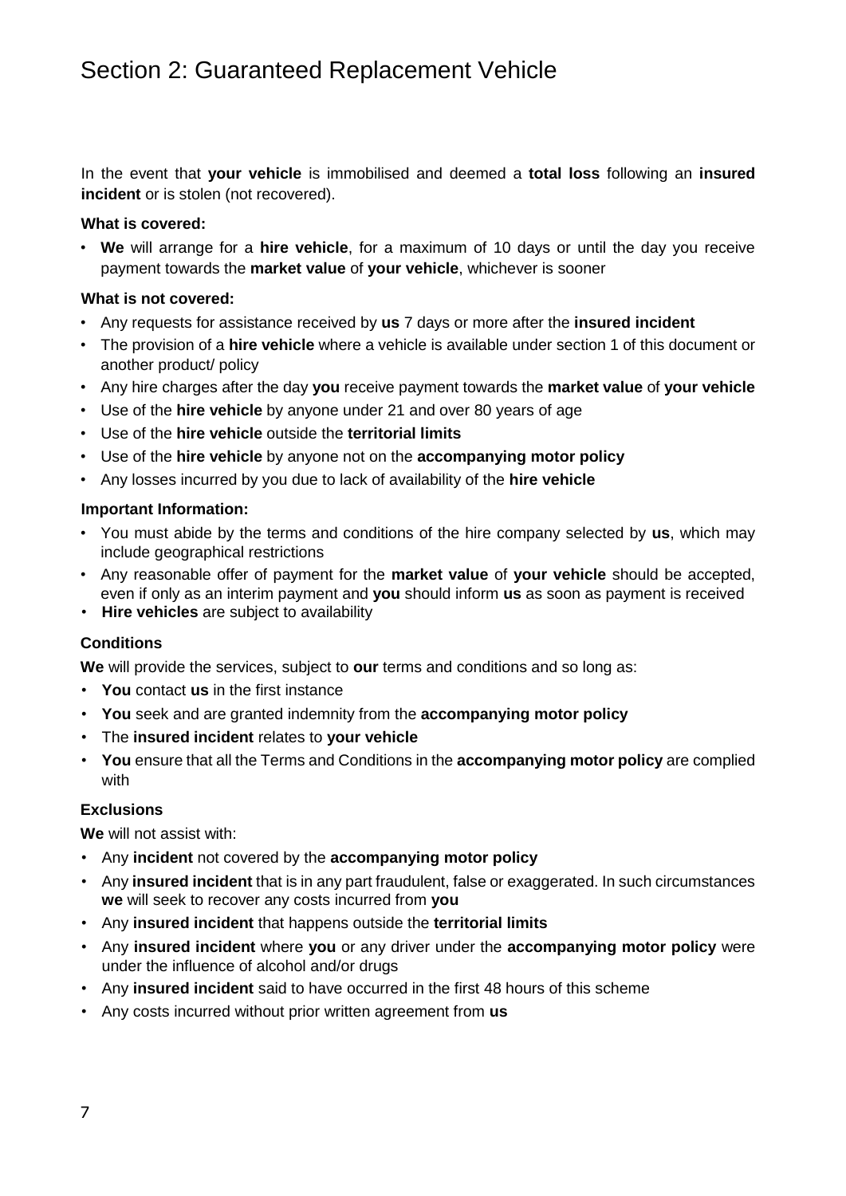# Section 2: Guaranteed Replacement Vehicle

In the event that **your vehicle** is immobilised and deemed a **total loss** following an **insured incident** or is stolen (not recovered).

**What is covered:**

- **We** will arrange for a **hire vehicle**, for a maximum of 10 days or until the day you receive payment towards the **market value** of **your vehicle**, whichever is sooner

**What is not covered:**

- Any requests for assistance received by **us** 7 days or more after the **insured incident**
- The provision of a **hire vehicle** where a vehicle is available under section 1 of this document or another product/ policy
- Any hire charges after the day **you** receive payment towards the **market value** of **your vehicle**
- Use of the **hire vehicle** by anyone under 21 and over 80 years of age
- Use of the **hire vehicle** outside the **territorial limits**
- Use of the **hire vehicle** by anyone not on the **accompanying motor policy**
- Any losses incurred by you due to lack of availability of the **hire vehicle**

**Important Information:**

- You must abide by the terms and conditions of the hire company selected by **us**, which may include geographical restrictions
- Any reasonable offer of payment for the **market value** of **your vehicle** should be accepted, even if only as an interim payment and **you** should inform **us** as soon as payment is received
- **Hire vehicles** are subject to availability

**Conditions**

**We** will provide the services, subject to **our** terms and conditions and so long as:

- **You** contact **us** in the first instance
- **You** seek and are granted indemnity from the **accompanying motor policy**
- The **insured incident** relates to **your vehicle**
- **You** ensure that all the Terms and Conditions in the **accompanying motor policy** are complied with

**Exclusions**

**We** will not assist with:

- Any **incident** not covered by the **accompanying motor policy**
- Any **insured incident** that is in any part fraudulent, false or exaggerated. In such circumstances **we** will seek to recover any costs incurred from **you**
- Any **insured incident** that happens outside the **territorial limits**
- Any **insured incident** where **you** or any driver under the **accompanying motor policy** were under the influence of alcohol and/or drugs
- Any **insured incident** said to have occurred in the first 48 hours of this scheme
- Any costs incurred without prior written agreement from **us**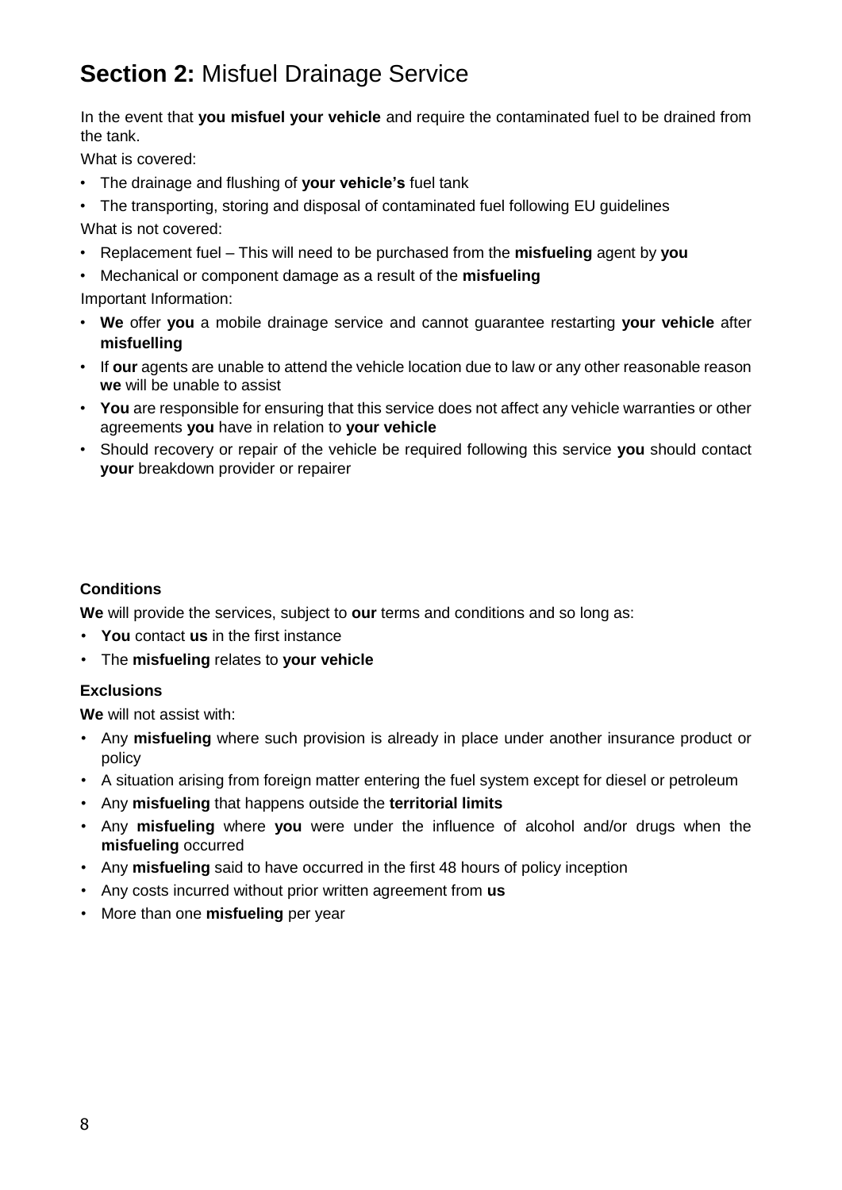# **Section 2:** Misfuel Drainage Service

In the event that **you misfuel your vehicle** and require the contaminated fuel to be drained from the tank.

What is covered:

- The drainage and flushing of **your vehicle's** fuel tank
- The transporting, storing and disposal of contaminated fuel following EU guidelines

What is not covered:

- Replacement fuel – This will need to be purchased from the **misfueling** agent by **you**
- Mechanical or component damage as a result of the **misfueling**

Important Information:

- **We** offer **you** a mobile drainage service and cannot guarantee restarting **your vehicle** after **misfuelling**
- If **our** agents are unable to attend the vehicle location due to law or any other reasonable reason **we** will be unable to assist
- **You** are responsible for ensuring that this service does not affect any vehicle warranties or other agreements **you** have in relation to **your vehicle**
- Should recovery or repair of the vehicle be required following this service **you** should contact **your** breakdown provider or repairer

### Conditions

**We** will provide the services, subject to **our** terms and conditions and so long as:

- **You** contact **us** in the first instance
- The **misfueling** relates to **your vehicle**

### Exclusions

**We** will not assist with:

- Any **misfueling** where such provision is already in place under another insurance product or policy
- A situation arising from foreign matter entering the fuel system except for diesel or petroleum
- Any **misfueling** that happens outside the **territorial limits**
- Any **misfueling** where **you** were under the influence of alcohol and/or drugs when the **misfueling** occurred
- Any **misfueling** said to have occurred in the first 48 hours of policy inception
- Any costs incurred without prior written agreement from **us**
- More than one **misfueling** per year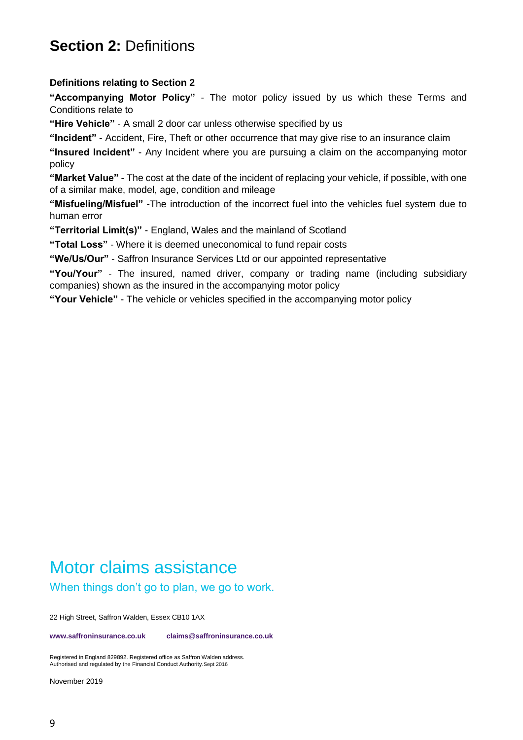# **Section 2:** Definitions

**Definitions relating to Section 2**

**"Accompanying Motor Policy"** - The motor policy issued by us which these Terms and Conditions relate to

**"Hire Vehicle"** - A small 2 door car unless otherwise specified by us

**"Incident"** - Accident, Fire, Theft or other occurrence that may give rise to an insurance claim

**"Insured Incident"** - Any Incident where you are pursuing a claim on the accompanying motor policy

**"Market Value"** - The cost at the date of the incident of replacing your vehicle, if possible, with one of a similar make, model, age, condition and mileage

**"Misfueling/Misfuel"** -The introduction of the incorrect fuel into the vehicles fuel system due to human error

**"Territorial Limit(s)"** - England, Wales and the mainland of Scotland

**"Total Loss"** - Where it is deemed uneconomical to fund repair costs

**"We/Us/Our"** - Saffron Insurance Services Ltd or our appointed representative

**"You/Your"** - The insured, named driver, company or trading name (including subsidiary companies) shown as the insured in the accompanying motor policy

**"Your Vehicle"** - The vehicle or vehicles specified in the accompanying motor policy

## Motor claims assistance

When things don't go to plan, we go to work.

22 High Street, Saffron Walden, Essex CB10 1AX

**www.saffroninsurance.co.uk** **claims@saffroninsurance.co.uk**

Registered in England 829892. Registered office as Saffron Walden address.
Authorised and regulated by the Financial Conduct Authority.Sept 2016

November 2019